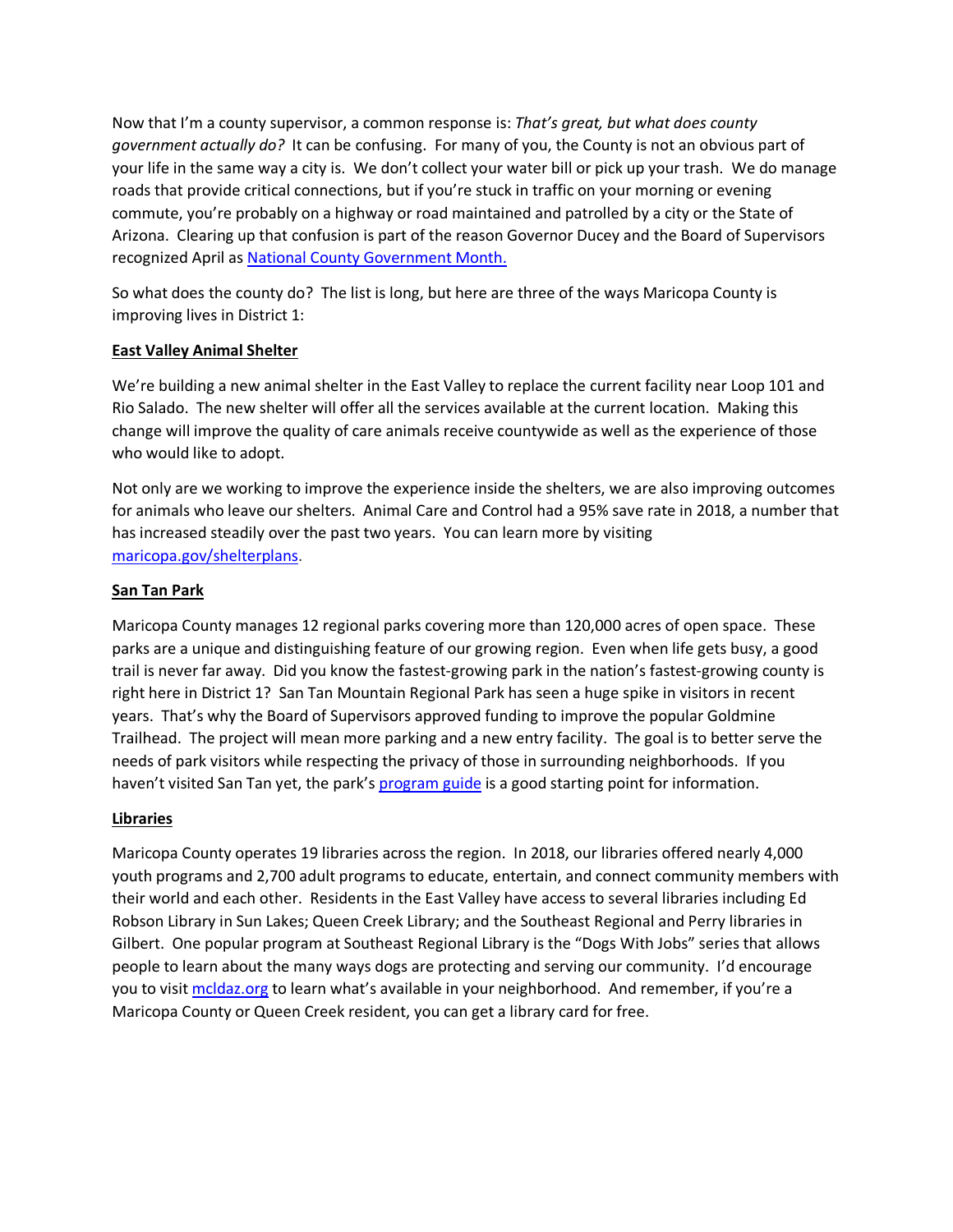Now that I'm a county supervisor, a common response is: *That's great, but what does county government actually do?* It can be confusing. For many of you, the County is not an obvious part of your life in the same way a city is. We don't collect your water bill or pick up your trash. We do manage roads that provide critical connections, but if you're stuck in traffic on your morning or evening commute, you're probably on a highway or road maintained and patrolled by a city or the State of Arizona. Clearing up that confusion is part of the reason Governor Ducey and the Board of Supervisors recognized April as [National County Government Month.]()

So what does the county do? The list is long, but here are three of the ways Maricopa County is improving lives in District 1:

**East Valley Animal Shelter**

We're building a new animal shelter in the East Valley to replace the current facility near Loop 101 and Rio Salado. The new shelter will offer all the services available at the current location. Making this change will improve the quality of care animals receive countywide as well as the experience of those who would like to adopt.

Not only are we working to improve the experience inside the shelters, we are also improving outcomes for animals who leave our shelters. Animal Care and Control had a 95% save rate in 2018, a number that has increased steadily over the past two years. You can learn more by visiting [maricopa.gov/shelterplans]().

**San Tan Park**

Maricopa County manages 12 regional parks covering more than 120,000 acres of open space. These parks are a unique and distinguishing feature of our growing region. Even when life gets busy, a good trail is never far away. Did you know the fastest-growing park in the nation's fastest-growing county is right here in District 1? San Tan Mountain Regional Park has seen a huge spike in visitors in recent years. That's why the Board of Supervisors approved funding to improve the popular Goldmine Trailhead. The project will mean more parking and a new entry facility. The goal is to better serve the needs of park visitors while respecting the privacy of those in surrounding neighborhoods. If you haven't visited San Tan yet, the park's [program guide]() is a good starting point for information.

**Libraries**

Maricopa County operates 19 libraries across the region. In 2018, our libraries offered nearly 4,000 youth programs and 2,700 adult programs to educate, entertain, and connect community members with their world and each other. Residents in the East Valley have access to several libraries including Ed Robson Library in Sun Lakes; Queen Creek Library; and the Southeast Regional and Perry libraries in Gilbert. One popular program at Southeast Regional Library is the "Dogs With Jobs" series that allows people to learn about the many ways dogs are protecting and serving our community. I'd encourage you to visit [mcldaz.org]() to learn what's available in your neighborhood. And remember, if you're a Maricopa County or Queen Creek resident, you can get a library card for free.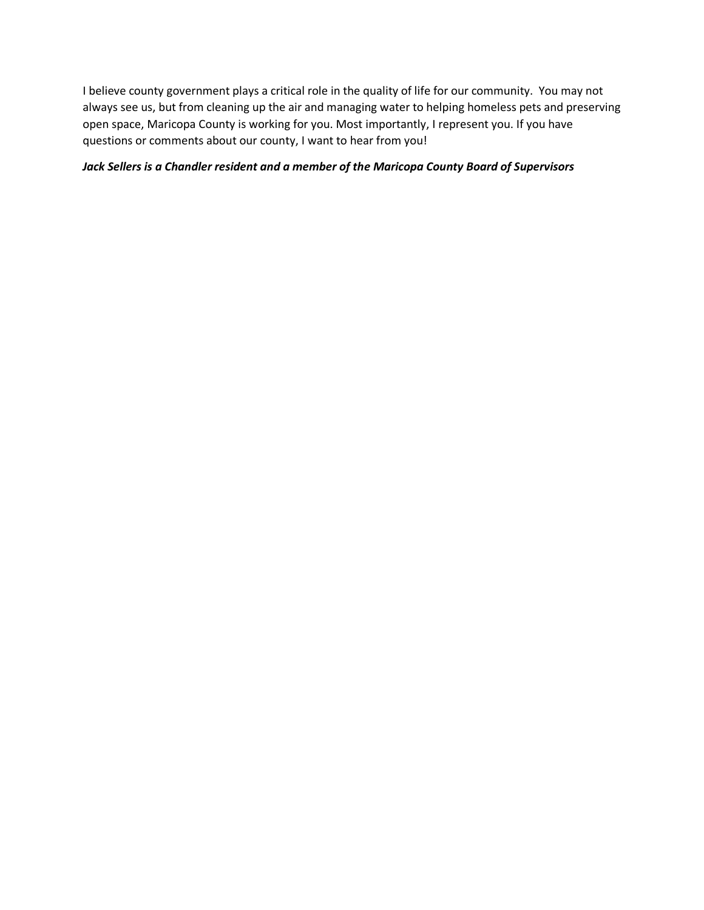I believe county government plays a critical role in the quality of life for our community. You may not always see us, but from cleaning up the air and managing water to helping homeless pets and preserving open space, Maricopa County is working for you. Most importantly, I represent you. If you have questions or comments about our county, I want to hear from you!

***Jack Sellers is a Chandler resident and a member of the Maricopa County Board of Supervisors***